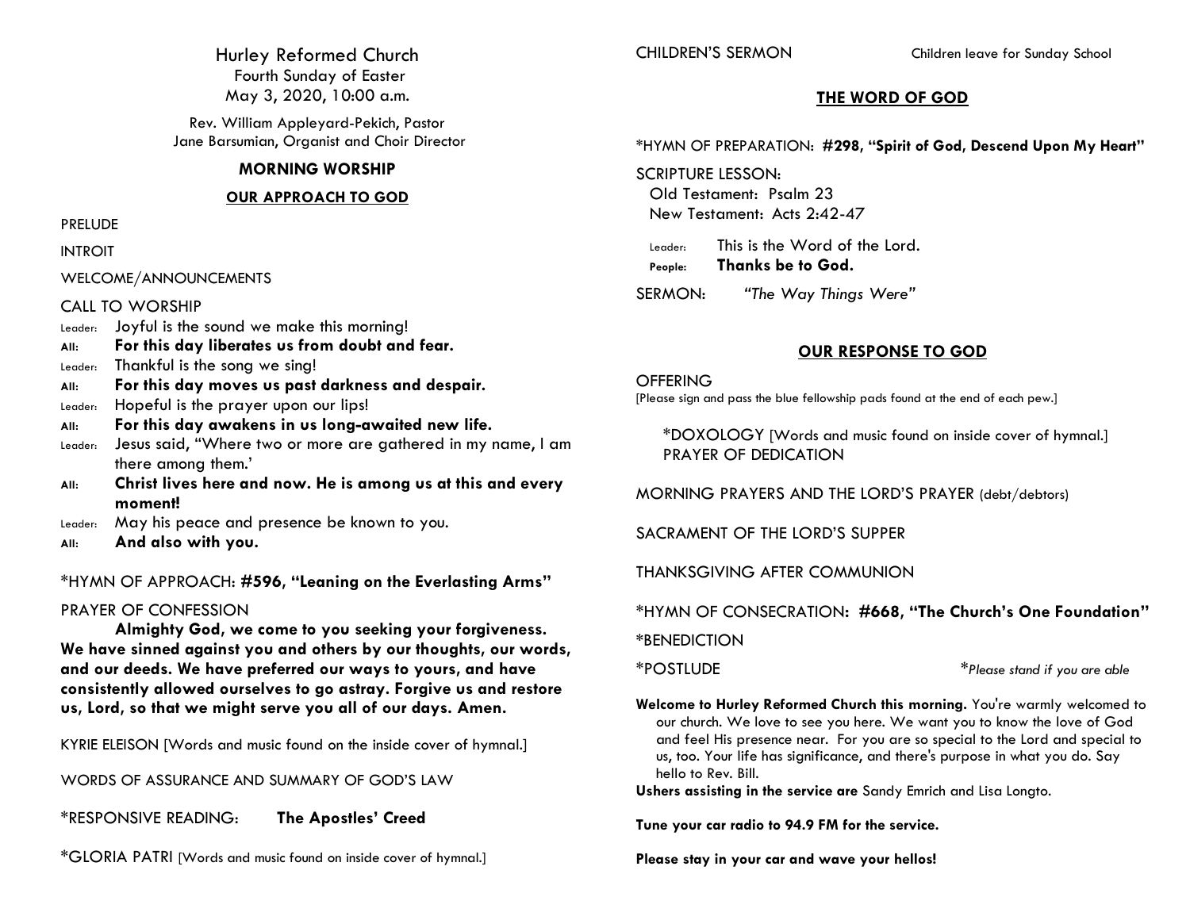# Hurley Reformed Church

Fourth Sunday of Easter
May 3, 2020, 10:00 a.m.

Rev. William Appleyard-Pekich, Pastor
Jane Barsumian, Organist and Choir Director

## MORNING WORSHIP

### OUR APPROACH TO GOD

PRELUDE

INTROIT

WELCOME/ANNOUNCEMENTS

CALL TO WORSHIP

Leader: Joyful is the sound we make this morning!
**All: For this day liberates us from doubt and fear.**
Leader: Thankful is the song we sing!
**All: For this day moves us past darkness and despair.**
Leader: Hopeful is the prayer upon our lips!
**All: For this day awakens in us long-awaited new life.**
Leader: Jesus said, "Where two or more are gathered in my name, I am there among them.'
**All: Christ lives here and now. He is among us at this and every moment!**
Leader: May his peace and presence be known to you.
**All: And also with you.**

*HYMN OF APPROACH: **#596, "Leaning on the Everlasting Arms"**

PRAYER OF CONFESSION

**Almighty God, we come to you seeking your forgiveness. We have sinned against you and others by our thoughts, our words, and our deeds. We have preferred our ways to yours, and have consistently allowed ourselves to go astray. Forgive us and restore us, Lord, so that we might serve you all of our days. Amen.**

KYRIE ELEISON [Words and music found on the inside cover of hymnal.]

WORDS OF ASSURANCE AND SUMMARY OF GOD'S LAW

*RESPONSIVE READING: **The Apostles' Creed**

*GLORIA PATRI [Words and music found on inside cover of hymnal.]

CHILDREN'S SERMON — Children leave for Sunday School

### THE WORD OF GOD

*HYMN OF PREPARATION: **#298, "Spirit of God, Descend Upon My Heart"**

SCRIPTURE LESSON:
Old Testament: Psalm 23
New Testament: Acts 2:42-47

Leader: This is the Word of the Lord.
**People: Thanks be to God.**

SERMON: *"The Way Things Were"*

### OUR RESPONSE TO GOD

OFFERING
[Please sign and pass the blue fellowship pads found at the end of each pew.]

*DOXOLOGY [Words and music found on inside cover of hymnal.]
PRAYER OF DEDICATION

MORNING PRAYERS AND THE LORD'S PRAYER (debt/debtors)

SACRAMENT OF THE LORD'S SUPPER

THANKSGIVING AFTER COMMUNION

*HYMN OF CONSECRATION: **#668, "The Church's One Foundation"**

*BENEDICTION

*POSTLUDE

**Please stand if you are able*

**Welcome to Hurley Reformed Church this morning.** You're warmly welcomed to our church. We love to see you here. We want you to know the love of God and feel His presence near. For you are so special to the Lord and special to us, too. Your life has significance, and there's purpose in what you do. Say hello to Rev. Bill.

**Ushers assisting in the service are** Sandy Emrich and Lisa Longto.

**Tune your car radio to 94.9 FM for the service.**

**Please stay in your car and wave your hellos!**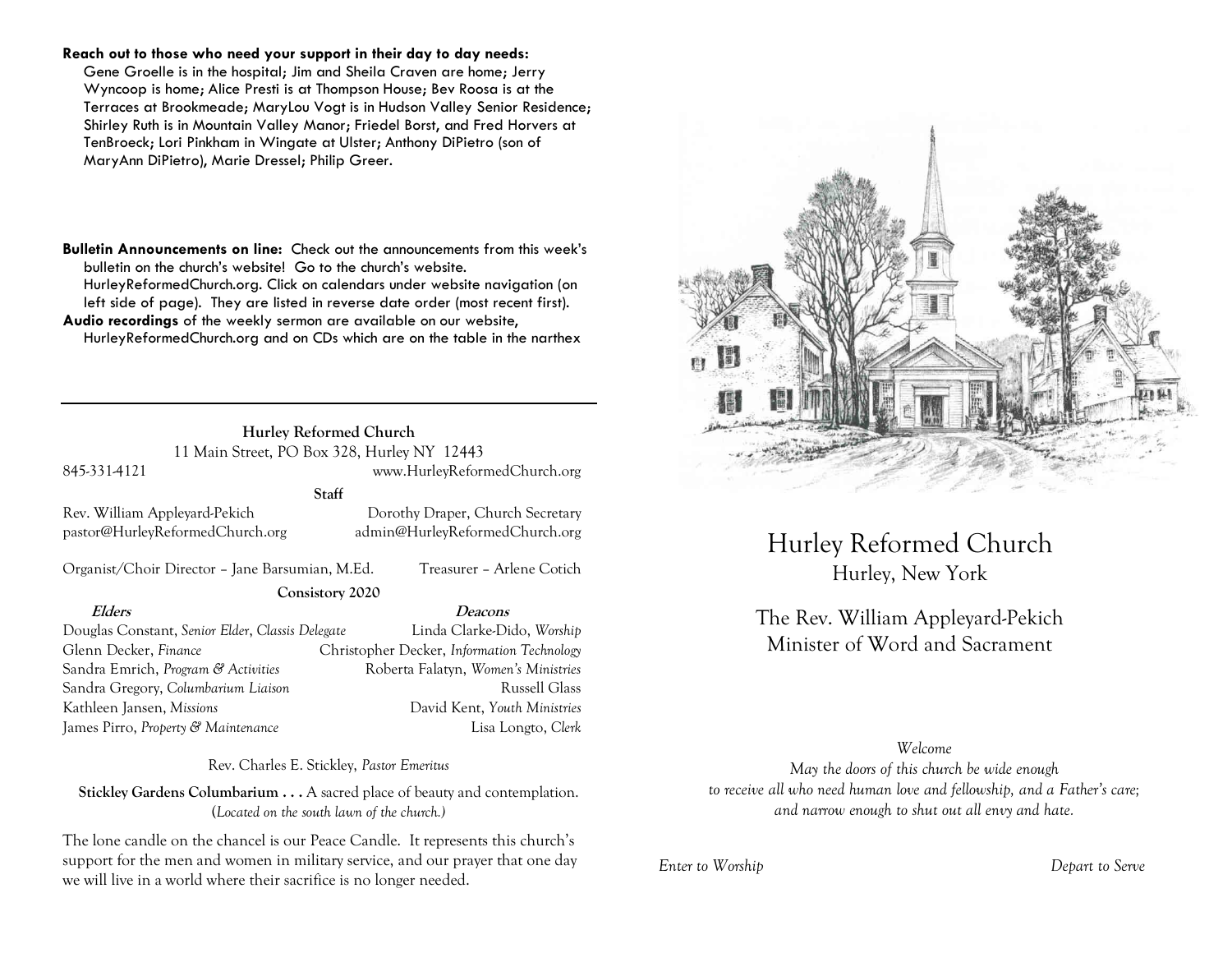**Reach out to those who need your support in their day to day needs:** Gene Groelle is in the hospital; Jim and Sheila Craven are home; Jerry Wyncoop is home; Alice Presti is at Thompson House; Bev Roosa is at the Terraces at Brookmeade; MaryLou Vogt is in Hudson Valley Senior Residence; Shirley Ruth is in Mountain Valley Manor; Friedel Borst, and Fred Horvers at TenBroeck; Lori Pinkham in Wingate at Ulster; Anthony DiPietro (son of MaryAnn DiPietro), Marie Dressel; Philip Greer.

**Bulletin Announcements on line:** Check out the announcements from this week's bulletin on the church's website! Go to the church's website. HurleyReformedChurch.org. Click on calendars under website navigation (on left side of page). They are listed in reverse date order (most recent first).

**Audio recordings** of the weekly sermon are available on our website, HurleyReformedChurch.org and on CDs which are on the table in the narthex

---

**Hurley Reformed Church**
11 Main Street, PO Box 328, Hurley NY 12443
845-331-4121 www.HurleyReformedChurch.org

**Staff**

Rev. William Appleyard-Pekich — pastor@HurleyReformedChurch.org
Dorothy Draper, Church Secretary — admin@HurleyReformedChurch.org

Organist/Choir Director – Jane Barsumian, M.Ed.
Treasurer – Arlene Cotich

**Consistory 2020**

| ***Elders*** | ***Deacons*** |
|---|---|
| Douglas Constant, *Senior Elder, Classis Delegate* | Linda Clarke-Dido, *Worship* |
| Glenn Decker, *Finance* | Christopher Decker, *Information Technology* |
| Sandra Emrich, *Program & Activities* | Roberta Falatyn, *Women's Ministries* |
| Sandra Gregory, *Columbarium Liaison* | Russell Glass |
| Kathleen Jansen, *Missions* | David Kent, *Youth Ministries* |
| James Pirro, *Property & Maintenance* | Lisa Longto, *Clerk* |

Rev. Charles E. Stickley, *Pastor Emeritus*

**Stickley Gardens Columbarium . . .** A sacred place of beauty and contemplation. (*Located on the south lawn of the church.*)

The lone candle on the chancel is our Peace Candle. It represents this church's support for the men and women in military service, and our prayer that one day we will live in a world where their sacrifice is no longer needed.

# Hurley Reformed Church

Hurley, New York

## The Rev. William Appleyard-Pekich
Minister of Word and Sacrament

*Welcome*
*May the doors of this church be wide enough*
*to receive all who need human love and fellowship, and a Father's care;*
*and narrow enough to shut out all envy and hate.*

*Enter to Worship* *Depart to Serve*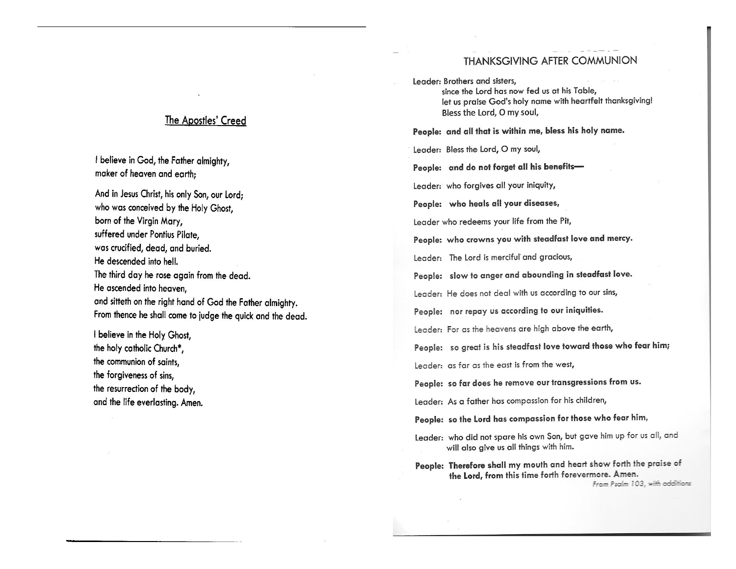## The Apostles' Creed

I believe in God, the Father almighty,
maker of heaven and earth;

And in Jesus Christ, his only Son, our Lord;
who was conceived by the Holy Ghost,
born of the Virgin Mary,
suffered under Pontius Pilate,
was crucified, dead, and buried.
He descended into hell.
The third day he rose again from the dead.
He ascended into heaven,
and sitteth on the right hand of God the Father almighty.
From thence he shall come to judge the quick and the dead.

I believe in the Holy Ghost,
the holy catholic Church*,
the communion of saints,
the forgiveness of sins,
the resurrection of the body,
and the life everlasting. Amen.

## THANKSGIVING AFTER COMMUNION

Leader: Brothers and sisters,
since the Lord has now fed us at his Table,
let us praise God's holy name with heartfelt thanksgiving!
Bless the Lord, O my soul,

**People: and all that is within me, bless his holy name.**

Leader: Bless the Lord, O my soul,

**People: and do not forget all his benefits—**

Leader: who forgives all your iniquity,

**People: who heals all your diseases,**

Leader who redeems your life from the Pit,

**People: who crowns you with steadfast love and mercy.**

Leader: The Lord is merciful and gracious,

**People: slow to anger and abounding in steadfast love.**

Leader: He does not deal with us according to our sins,

**People: nor repay us according to our iniquities.**

Leader: For as the heavens are high above the earth,

**People: so great is his steadfast love toward those who fear him;**

Leader: as far as the east is from the west,

**People: so far does he remove our transgressions from us.**

Leader: As a father has compassion for his children,

**People: so the Lord has compassion for those who fear him,**

Leader: who did not spare his own Son, but gave him up for us all, and will also give us all things with him.

**People: Therefore shall my mouth and heart show forth the praise of the Lord, from this time forth forevermore. Amen.**

*From Psalm 103, with additions*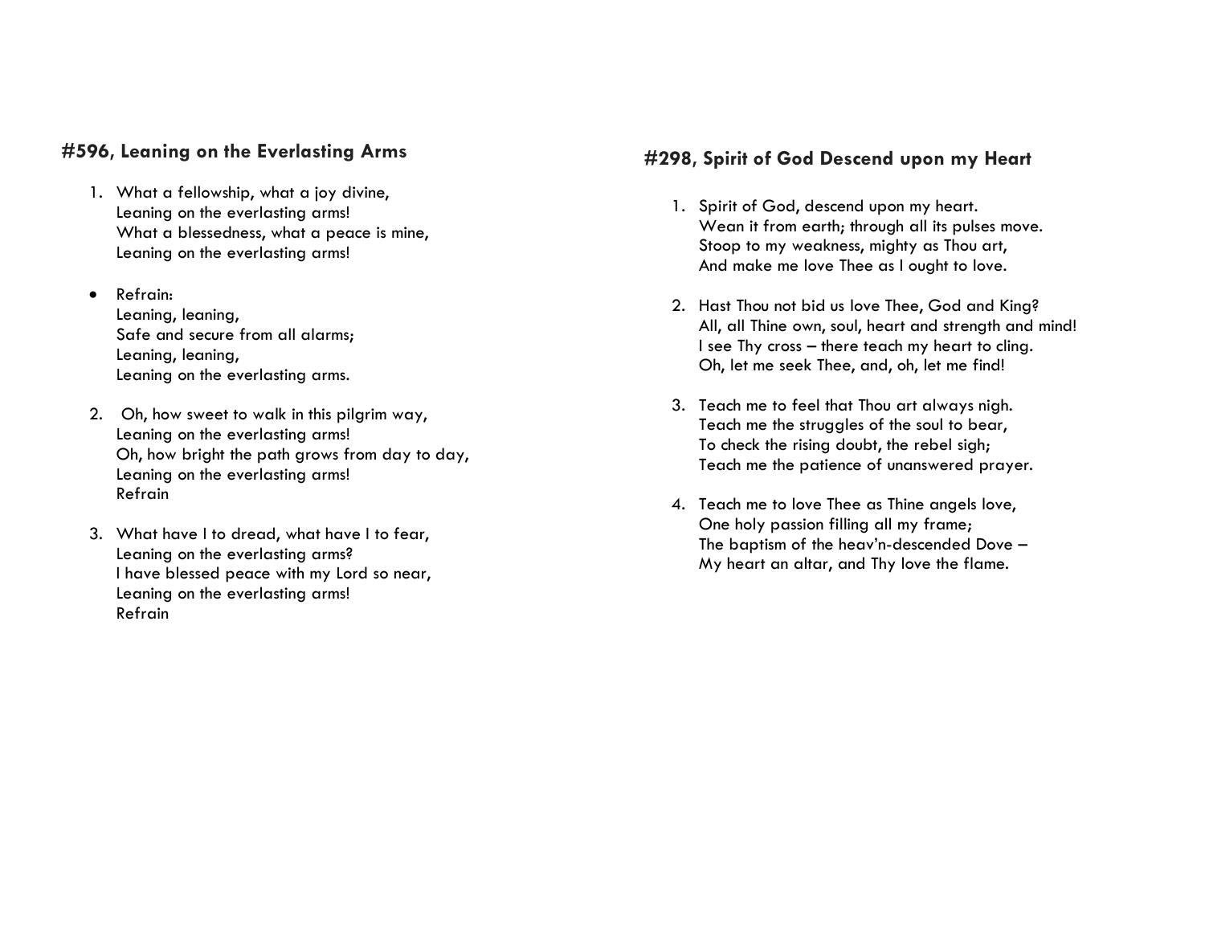### #596, Leaning on the Everlasting Arms

1. What a fellowship, what a joy divine,  
   Leaning on the everlasting arms!  
   What a blessedness, what a peace is mine,  
   Leaning on the everlasting arms!

- Refrain:  
  Leaning, leaning,  
  Safe and secure from all alarms;  
  Leaning, leaning,  
  Leaning on the everlasting arms.

2. Oh, how sweet to walk in this pilgrim way,  
   Leaning on the everlasting arms!  
   Oh, how bright the path grows from day to day,  
   Leaning on the everlasting arms!  
   Refrain

3. What have I to dread, what have I to fear,  
   Leaning on the everlasting arms?  
   I have blessed peace with my Lord so near,  
   Leaning on the everlasting arms!  
   Refrain

### #298, Spirit of God Descend upon my Heart

1. Spirit of God, descend upon my heart.  
   Wean it from earth; through all its pulses move.  
   Stoop to my weakness, mighty as Thou art,  
   And make me love Thee as I ought to love.

2. Hast Thou not bid us love Thee, God and King?  
   All, all Thine own, soul, heart and strength and mind!  
   I see Thy cross – there teach my heart to cling.  
   Oh, let me seek Thee, and, oh, let me find!

3. Teach me to feel that Thou art always nigh.  
   Teach me the struggles of the soul to bear,  
   To check the rising doubt, the rebel sigh;  
   Teach me the patience of unanswered prayer.

4. Teach me to love Thee as Thine angels love,  
   One holy passion filling all my frame;  
   The baptism of the heav'n-descended Dove –  
   My heart an altar, and Thy love the flame.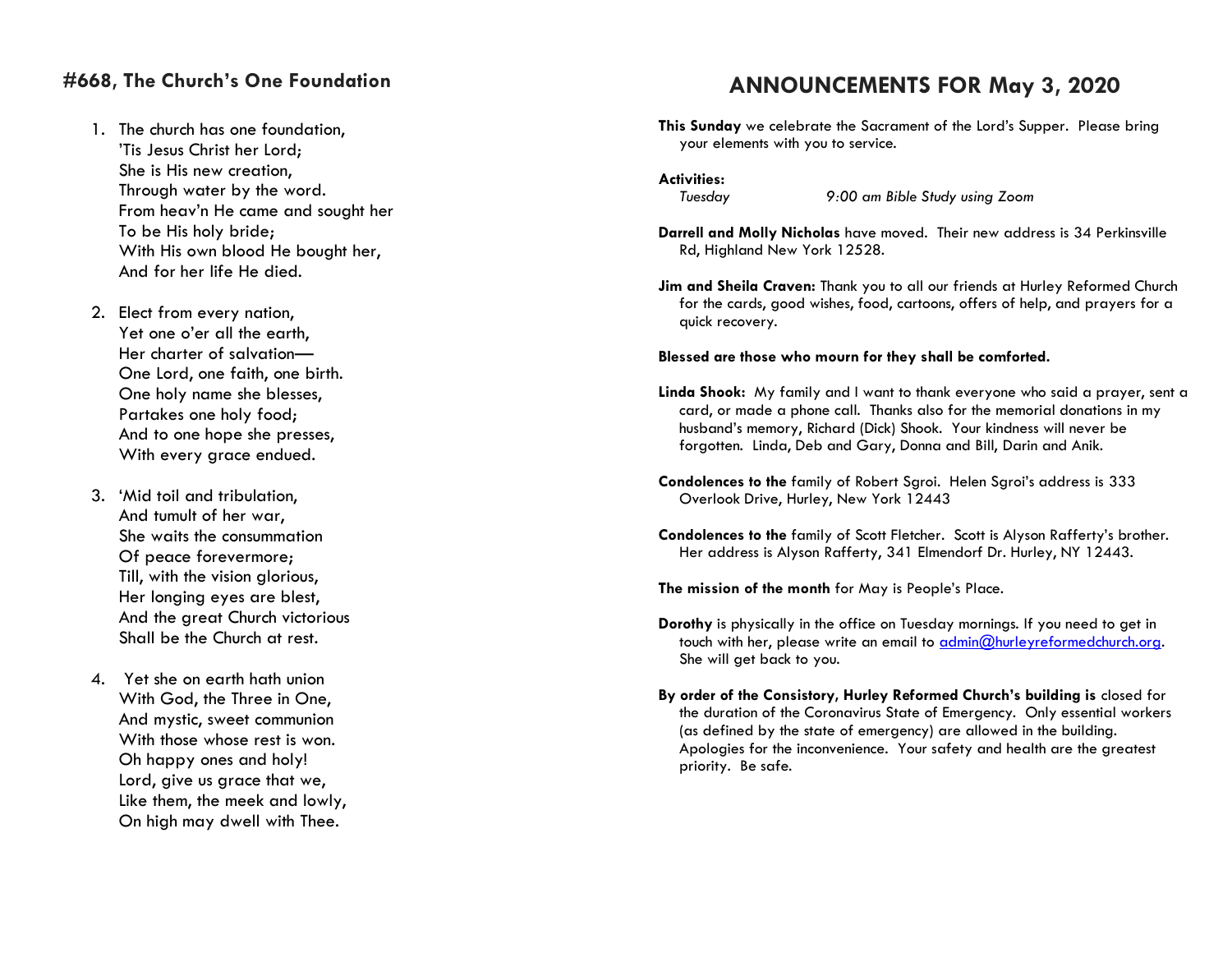## #668, The Church's One Foundation

1. The church has one foundation,
   'Tis Jesus Christ her Lord;
   She is His new creation,
   Through water by the word.
   From heav'n He came and sought her
   To be His holy bride;
   With His own blood He bought her,
   And for her life He died.

2. Elect from every nation,
   Yet one o'er all the earth,
   Her charter of salvation—
   One Lord, one faith, one birth.
   One holy name she blesses,
   Partakes one holy food;
   And to one hope she presses,
   With every grace endued.

3. 'Mid toil and tribulation,
   And tumult of her war,
   She waits the consummation
   Of peace forevermore;
   Till, with the vision glorious,
   Her longing eyes are blest,
   And the great Church victorious
   Shall be the Church at rest.

4. Yet she on earth hath union
   With God, the Three in One,
   And mystic, sweet communion
   With those whose rest is won.
   Oh happy ones and holy!
   Lord, give us grace that we,
   Like them, the meek and lowly,
   On high may dwell with Thee.

# ANNOUNCEMENTS FOR May 3, 2020

**This Sunday** we celebrate the Sacrament of the Lord's Supper. Please bring your elements with you to service.

**Activities:**
*Tuesday* *9:00 am Bible Study using Zoom*

**Darrell and Molly Nicholas** have moved. Their new address is 34 Perkinsville Rd, Highland New York 12528.

**Jim and Sheila Craven:** Thank you to all our friends at Hurley Reformed Church for the cards, good wishes, food, cartoons, offers of help, and prayers for a quick recovery.

**Blessed are those who mourn for they shall be comforted.**

**Linda Shook:** My family and I want to thank everyone who said a prayer, sent a card, or made a phone call. Thanks also for the memorial donations in my husband's memory, Richard (Dick) Shook. Your kindness will never be forgotten. Linda, Deb and Gary, Donna and Bill, Darin and Anik.

**Condolences to the** family of Robert Sgroi. Helen Sgroi's address is 333 Overlook Drive, Hurley, New York 12443

**Condolences to the** family of Scott Fletcher. Scott is Alyson Rafferty's brother. Her address is Alyson Rafferty, 341 Elmendorf Dr. Hurley, NY 12443.

**The mission of the month** for May is People's Place.

**Dorothy** is physically in the office on Tuesday mornings. If you need to get in touch with her, please write an email to admin@hurleyreformedchurch.org. She will get back to you.

**By order of the Consistory, Hurley Reformed Church's building is** closed for the duration of the Coronavirus State of Emergency. Only essential workers (as defined by the state of emergency) are allowed in the building. Apologies for the inconvenience. Your safety and health are the greatest priority. Be safe.